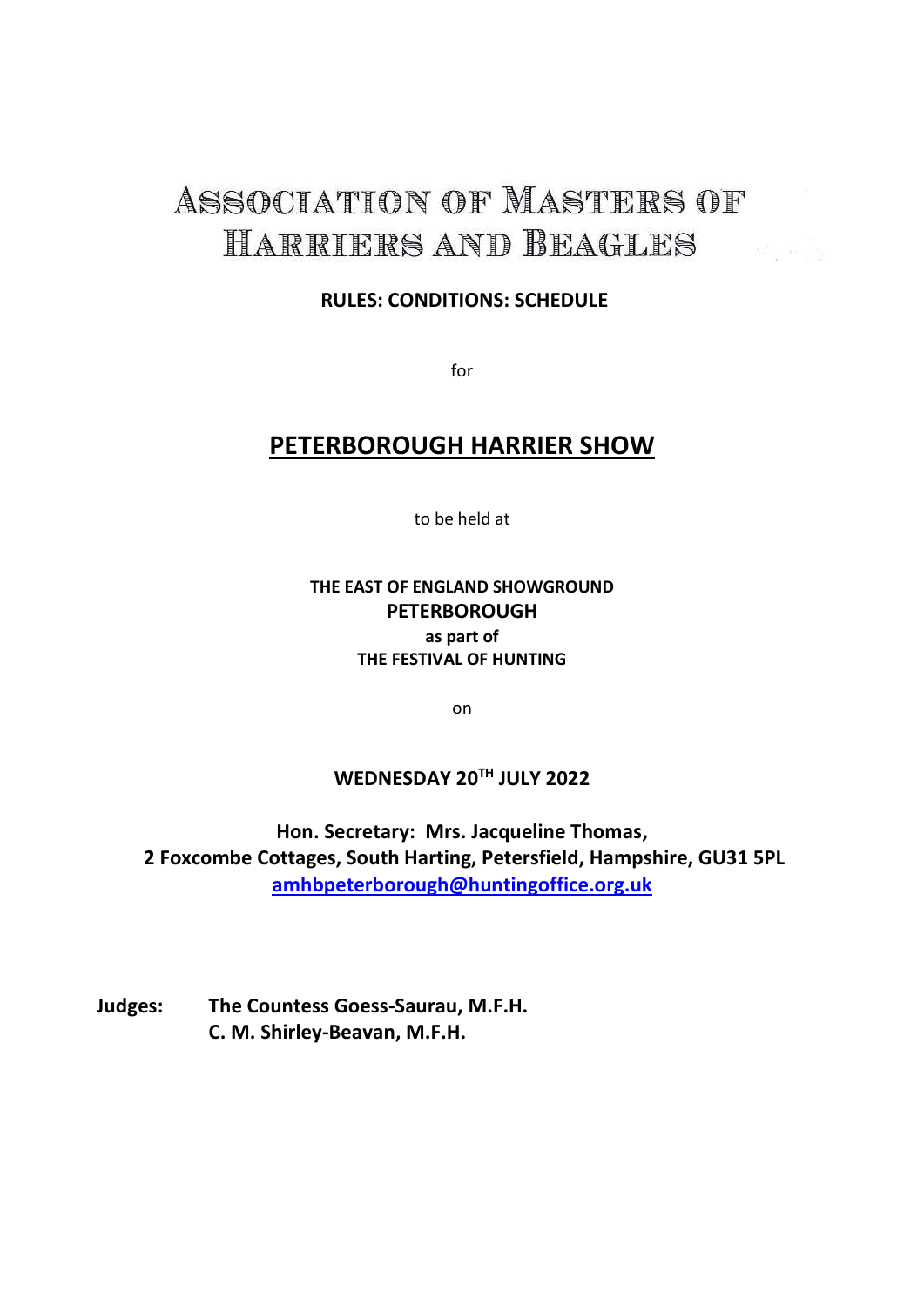# ASSOCIATION OF MASTERS OF HARRIERS AND BEAGLES

**RULES: CONDITIONS: SCHEDULE**

for

## PETERBOROUGH HARRIER SHOW

to be held at

**THE EAST OF ENGLAND SHOWGROUND**
**PETERBOROUGH**
**as part of**
**THE FESTIVAL OF HUNTING**

on

**WEDNESDAY 20TH JULY 2022**

**Hon. Secretary: Mrs. Jacqueline Thomas,**
**2 Foxcombe Cottages, South Harting, Petersfield, Hampshire, GU31 5PL**
**amhbpeterborough@huntingoffice.org.uk**

**Judges: The Countess Goess-Saurau, M.F.H.**
**C. M. Shirley-Beavan, M.F.H.**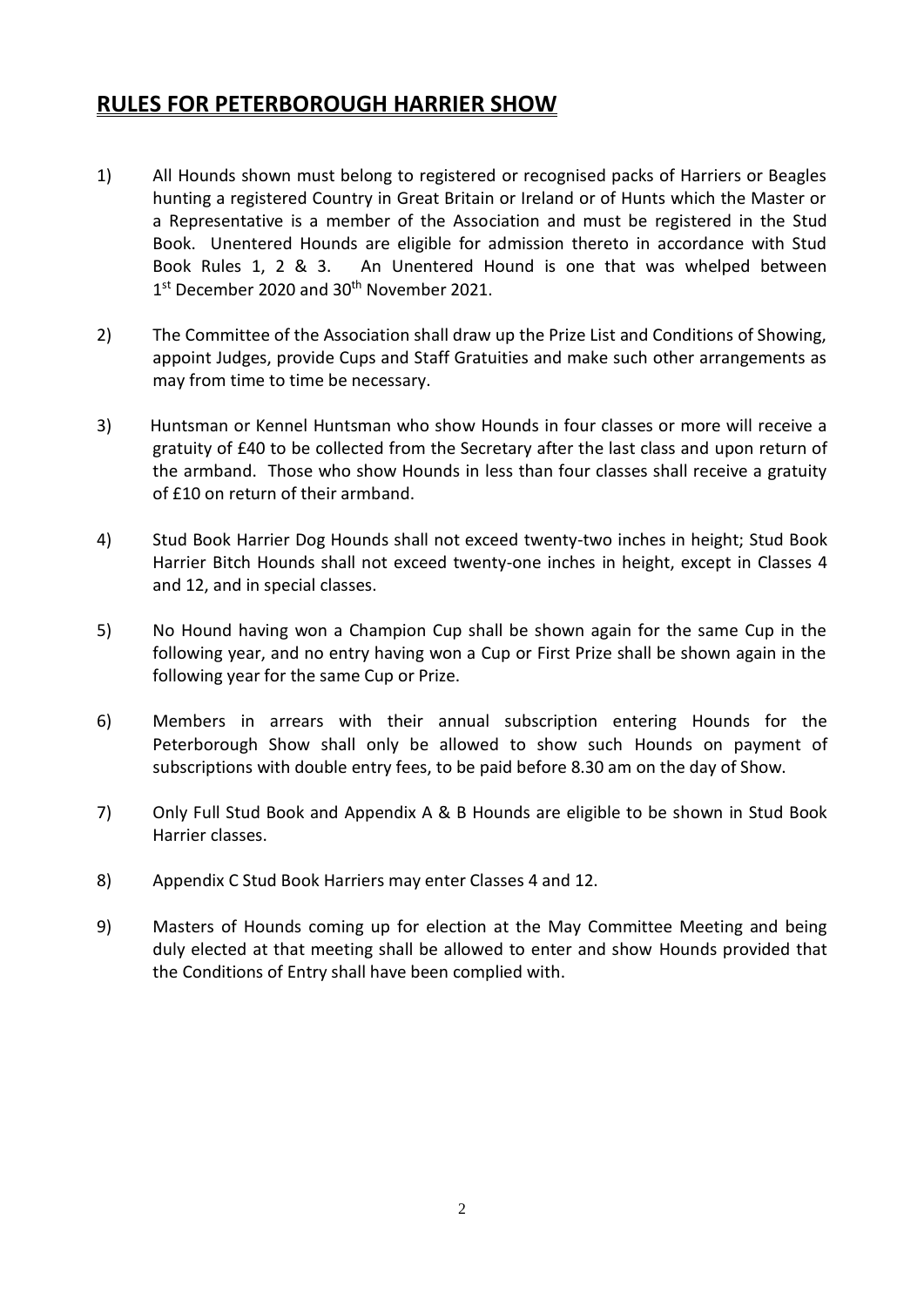## RULES FOR PETERBOROUGH HARRIER SHOW

1) All Hounds shown must belong to registered or recognised packs of Harriers or Beagles hunting a registered Country in Great Britain or Ireland or of Hunts which the Master or a Representative is a member of the Association and must be registered in the Stud Book. Unentered Hounds are eligible for admission thereto in accordance with Stud Book Rules 1, 2 & 3. An Unentered Hound is one that was whelped between 1st December 2020 and 30th November 2021.

2) The Committee of the Association shall draw up the Prize List and Conditions of Showing, appoint Judges, provide Cups and Staff Gratuities and make such other arrangements as may from time to time be necessary.

3) Huntsman or Kennel Huntsman who show Hounds in four classes or more will receive a gratuity of £40 to be collected from the Secretary after the last class and upon return of the armband. Those who show Hounds in less than four classes shall receive a gratuity of £10 on return of their armband.

4) Stud Book Harrier Dog Hounds shall not exceed twenty-two inches in height; Stud Book Harrier Bitch Hounds shall not exceed twenty-one inches in height, except in Classes 4 and 12, and in special classes.

5) No Hound having won a Champion Cup shall be shown again for the same Cup in the following year, and no entry having won a Cup or First Prize shall be shown again in the following year for the same Cup or Prize.

6) Members in arrears with their annual subscription entering Hounds for the Peterborough Show shall only be allowed to show such Hounds on payment of subscriptions with double entry fees, to be paid before 8.30 am on the day of Show.

7) Only Full Stud Book and Appendix A & B Hounds are eligible to be shown in Stud Book Harrier classes.

8) Appendix C Stud Book Harriers may enter Classes 4 and 12.

9) Masters of Hounds coming up for election at the May Committee Meeting and being duly elected at that meeting shall be allowed to enter and show Hounds provided that the Conditions of Entry shall have been complied with.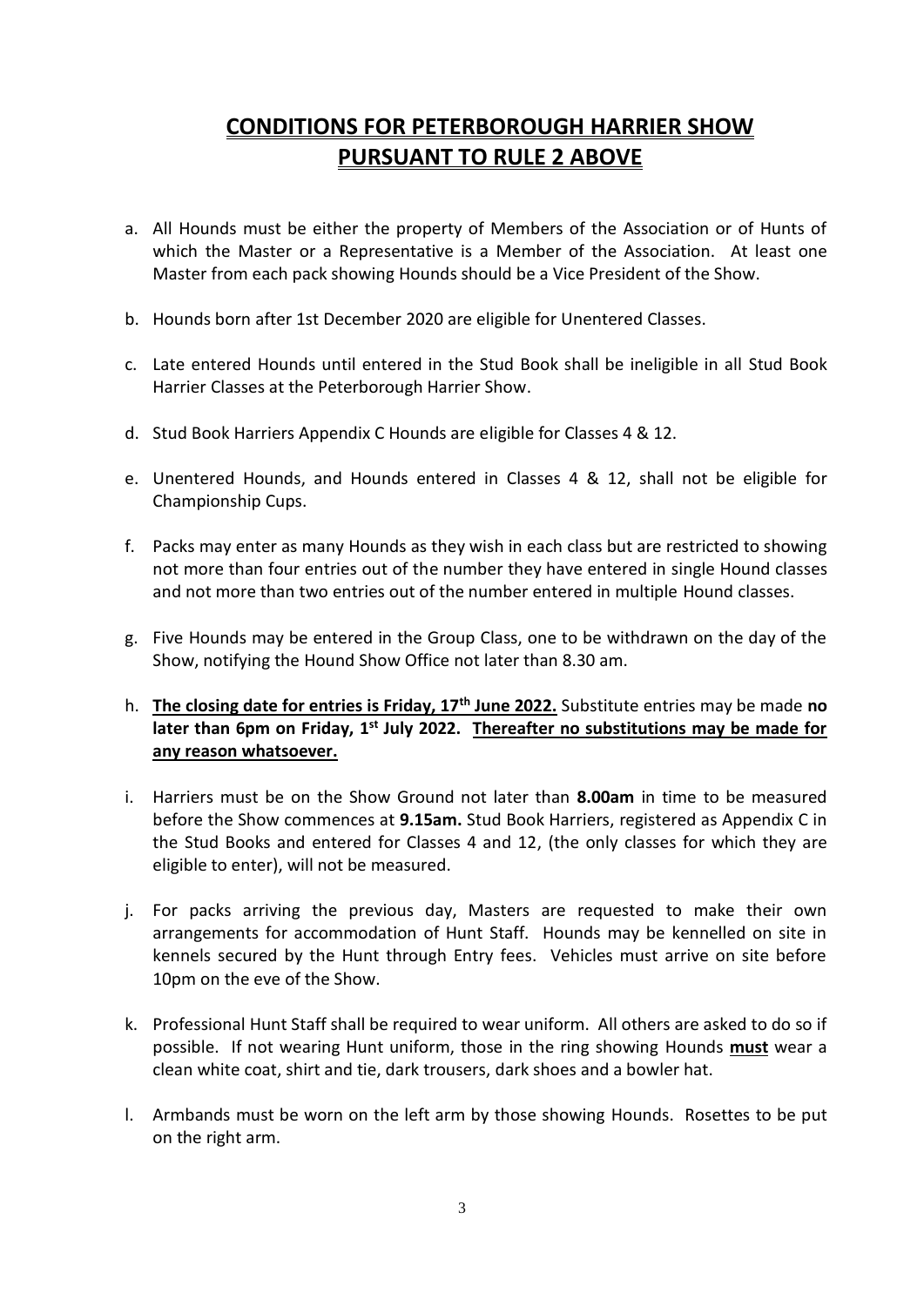# CONDITIONS FOR PETERBOROUGH HARRIER SHOW PURSUANT TO RULE 2 ABOVE

a. All Hounds must be either the property of Members of the Association or of Hunts of which the Master or a Representative is a Member of the Association. At least one Master from each pack showing Hounds should be a Vice President of the Show.

b. Hounds born after 1st December 2020 are eligible for Unentered Classes.

c. Late entered Hounds until entered in the Stud Book shall be ineligible in all Stud Book Harrier Classes at the Peterborough Harrier Show.

d. Stud Book Harriers Appendix C Hounds are eligible for Classes 4 & 12.

e. Unentered Hounds, and Hounds entered in Classes 4 & 12, shall not be eligible for Championship Cups.

f. Packs may enter as many Hounds as they wish in each class but are restricted to showing not more than four entries out of the number they have entered in single Hound classes and not more than two entries out of the number entered in multiple Hound classes.

g. Five Hounds may be entered in the Group Class, one to be withdrawn on the day of the Show, notifying the Hound Show Office not later than 8.30 am.

h. **The closing date for entries is Friday, 17th June 2022.** Substitute entries may be made **no later than 6pm on Friday, 1st July 2022. Thereafter no substitutions may be made for any reason whatsoever.**

i. Harriers must be on the Show Ground not later than **8.00am** in time to be measured before the Show commences at **9.15am.** Stud Book Harriers, registered as Appendix C in the Stud Books and entered for Classes 4 and 12, (the only classes for which they are eligible to enter), will not be measured.

j. For packs arriving the previous day, Masters are requested to make their own arrangements for accommodation of Hunt Staff. Hounds may be kennelled on site in kennels secured by the Hunt through Entry fees. Vehicles must arrive on site before 10pm on the eve of the Show.

k. Professional Hunt Staff shall be required to wear uniform. All others are asked to do so if possible. If not wearing Hunt uniform, those in the ring showing Hounds **must** wear a clean white coat, shirt and tie, dark trousers, dark shoes and a bowler hat.

l. Armbands must be worn on the left arm by those showing Hounds. Rosettes to be put on the right arm.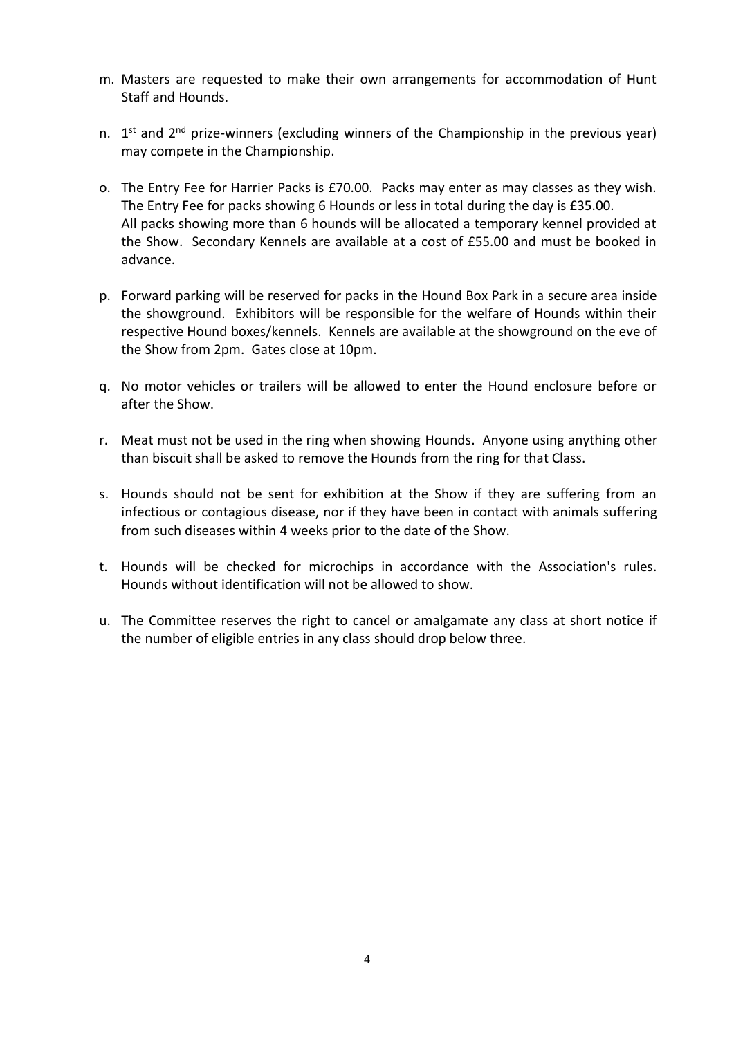m. Masters are requested to make their own arrangements for accommodation of Hunt Staff and Hounds.

n. 1st and 2nd prize-winners (excluding winners of the Championship in the previous year) may compete in the Championship.

o. The Entry Fee for Harrier Packs is £70.00. Packs may enter as may classes as they wish. The Entry Fee for packs showing 6 Hounds or less in total during the day is £35.00. All packs showing more than 6 hounds will be allocated a temporary kennel provided at the Show. Secondary Kennels are available at a cost of £55.00 and must be booked in advance.

p. Forward parking will be reserved for packs in the Hound Box Park in a secure area inside the showground. Exhibitors will be responsible for the welfare of Hounds within their respective Hound boxes/kennels. Kennels are available at the showground on the eve of the Show from 2pm. Gates close at 10pm.

q. No motor vehicles or trailers will be allowed to enter the Hound enclosure before or after the Show.

r. Meat must not be used in the ring when showing Hounds. Anyone using anything other than biscuit shall be asked to remove the Hounds from the ring for that Class.

s. Hounds should not be sent for exhibition at the Show if they are suffering from an infectious or contagious disease, nor if they have been in contact with animals suffering from such diseases within 4 weeks prior to the date of the Show.

t. Hounds will be checked for microchips in accordance with the Association's rules. Hounds without identification will not be allowed to show.

u. The Committee reserves the right to cancel or amalgamate any class at short notice if the number of eligible entries in any class should drop below three.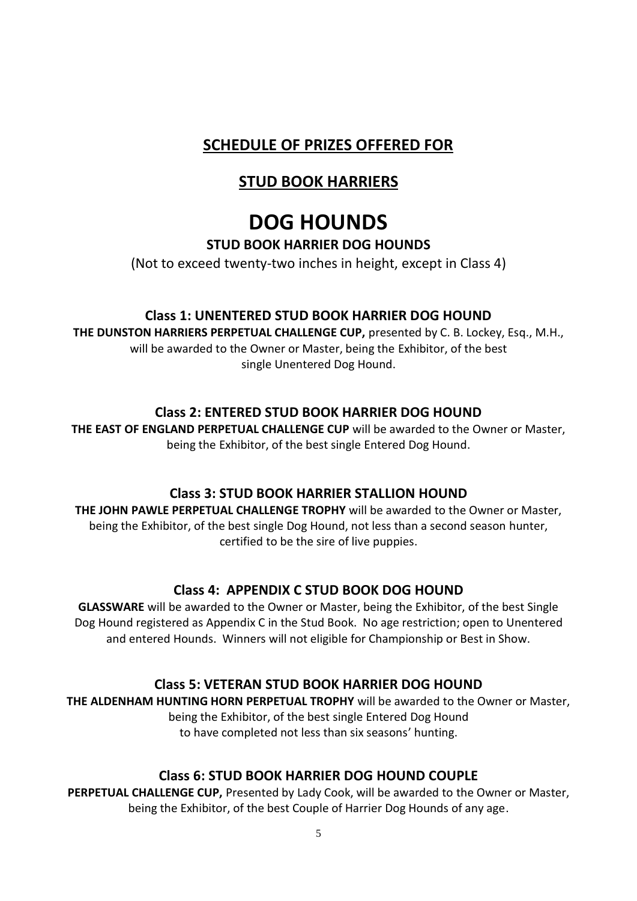## SCHEDULE OF PRIZES OFFERED FOR

## STUD BOOK HARRIERS

# DOG HOUNDS

### STUD BOOK HARRIER DOG HOUNDS

(Not to exceed twenty-two inches in height, except in Class 4)

### Class 1: UNENTERED STUD BOOK HARRIER DOG HOUND

**THE DUNSTON HARRIERS PERPETUAL CHALLENGE CUP,** presented by C. B. Lockey, Esq., M.H., will be awarded to the Owner or Master, being the Exhibitor, of the best single Unentered Dog Hound.

### Class 2: ENTERED STUD BOOK HARRIER DOG HOUND

**THE EAST OF ENGLAND PERPETUAL CHALLENGE CUP** will be awarded to the Owner or Master, being the Exhibitor, of the best single Entered Dog Hound.

### Class 3: STUD BOOK HARRIER STALLION HOUND

**THE JOHN PAWLE PERPETUAL CHALLENGE TROPHY** will be awarded to the Owner or Master, being the Exhibitor, of the best single Dog Hound, not less than a second season hunter, certified to be the sire of live puppies.

### Class 4: APPENDIX C STUD BOOK DOG HOUND

**GLASSWARE** will be awarded to the Owner or Master, being the Exhibitor, of the best Single Dog Hound registered as Appendix C in the Stud Book. No age restriction; open to Unentered and entered Hounds. Winners will not eligible for Championship or Best in Show.

### Class 5: VETERAN STUD BOOK HARRIER DOG HOUND

**THE ALDENHAM HUNTING HORN PERPETUAL TROPHY** will be awarded to the Owner or Master, being the Exhibitor, of the best single Entered Dog Hound to have completed not less than six seasons' hunting.

### Class 6: STUD BOOK HARRIER DOG HOUND COUPLE

**PERPETUAL CHALLENGE CUP,** Presented by Lady Cook, will be awarded to the Owner or Master, being the Exhibitor, of the best Couple of Harrier Dog Hounds of any age.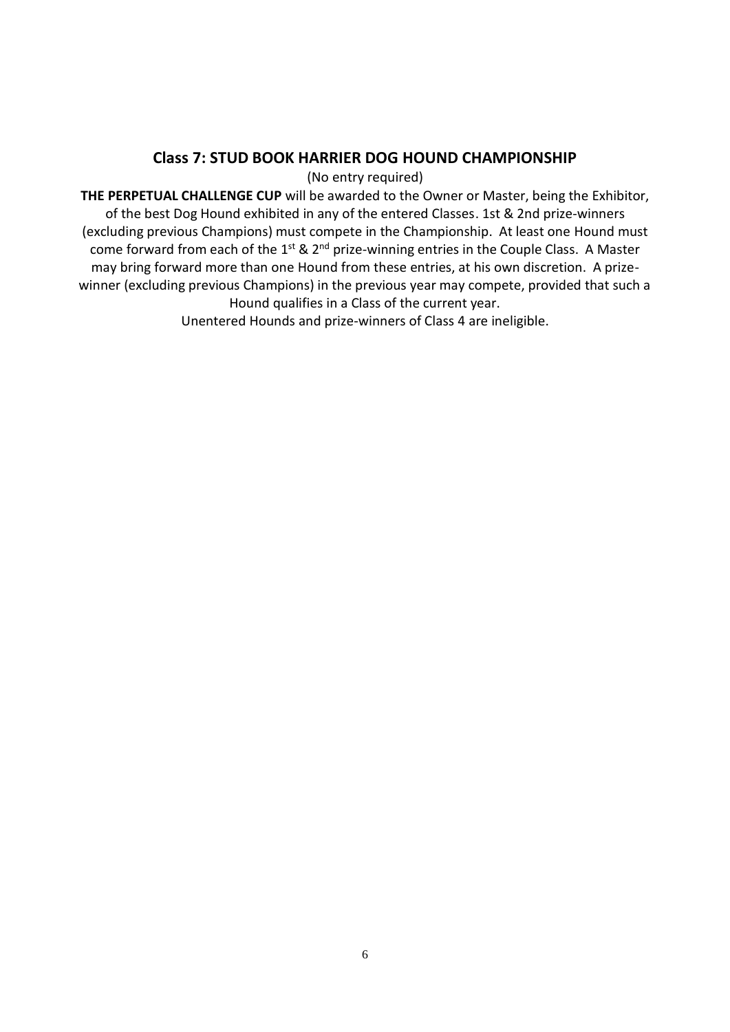## Class 7: STUD BOOK HARRIER DOG HOUND CHAMPIONSHIP

(No entry required)

**THE PERPETUAL CHALLENGE CUP** will be awarded to the Owner or Master, being the Exhibitor, of the best Dog Hound exhibited in any of the entered Classes. 1st & 2nd prize-winners (excluding previous Champions) must compete in the Championship. At least one Hound must come forward from each of the 1st & 2nd prize-winning entries in the Couple Class. A Master may bring forward more than one Hound from these entries, at his own discretion. A prize-winner (excluding previous Champions) in the previous year may compete, provided that such a Hound qualifies in a Class of the current year.

Unentered Hounds and prize-winners of Class 4 are ineligible.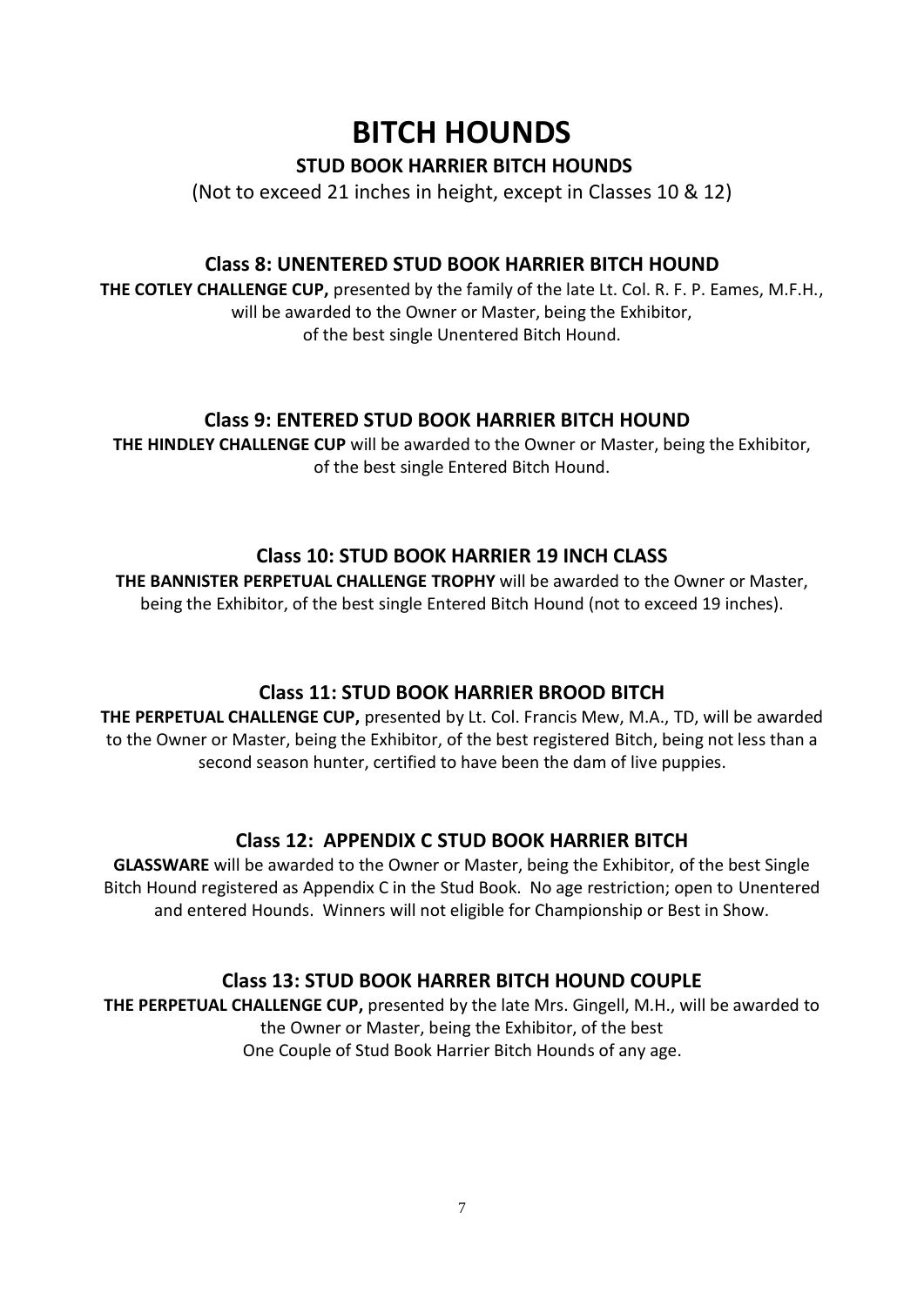# BITCH HOUNDS

## STUD BOOK HARRIER BITCH HOUNDS

(Not to exceed 21 inches in height, except in Classes 10 & 12)

### Class 8: UNENTERED STUD BOOK HARRIER BITCH HOUND

**THE COTLEY CHALLENGE CUP,** presented by the family of the late Lt. Col. R. F. P. Eames, M.F.H., will be awarded to the Owner or Master, being the Exhibitor, of the best single Unentered Bitch Hound.

### Class 9: ENTERED STUD BOOK HARRIER BITCH HOUND

**THE HINDLEY CHALLENGE CUP** will be awarded to the Owner or Master, being the Exhibitor, of the best single Entered Bitch Hound.

### Class 10: STUD BOOK HARRIER 19 INCH CLASS

**THE BANNISTER PERPETUAL CHALLENGE TROPHY** will be awarded to the Owner or Master, being the Exhibitor, of the best single Entered Bitch Hound (not to exceed 19 inches).

### Class 11: STUD BOOK HARRIER BROOD BITCH

**THE PERPETUAL CHALLENGE CUP,** presented by Lt. Col. Francis Mew, M.A., TD, will be awarded to the Owner or Master, being the Exhibitor, of the best registered Bitch, being not less than a second season hunter, certified to have been the dam of live puppies.

### Class 12: APPENDIX C STUD BOOK HARRIER BITCH

**GLASSWARE** will be awarded to the Owner or Master, being the Exhibitor, of the best Single Bitch Hound registered as Appendix C in the Stud Book. No age restriction; open to Unentered and entered Hounds. Winners will not eligible for Championship or Best in Show.

### Class 13: STUD BOOK HARRER BITCH HOUND COUPLE

**THE PERPETUAL CHALLENGE CUP,** presented by the late Mrs. Gingell, M.H., will be awarded to the Owner or Master, being the Exhibitor, of the best One Couple of Stud Book Harrier Bitch Hounds of any age.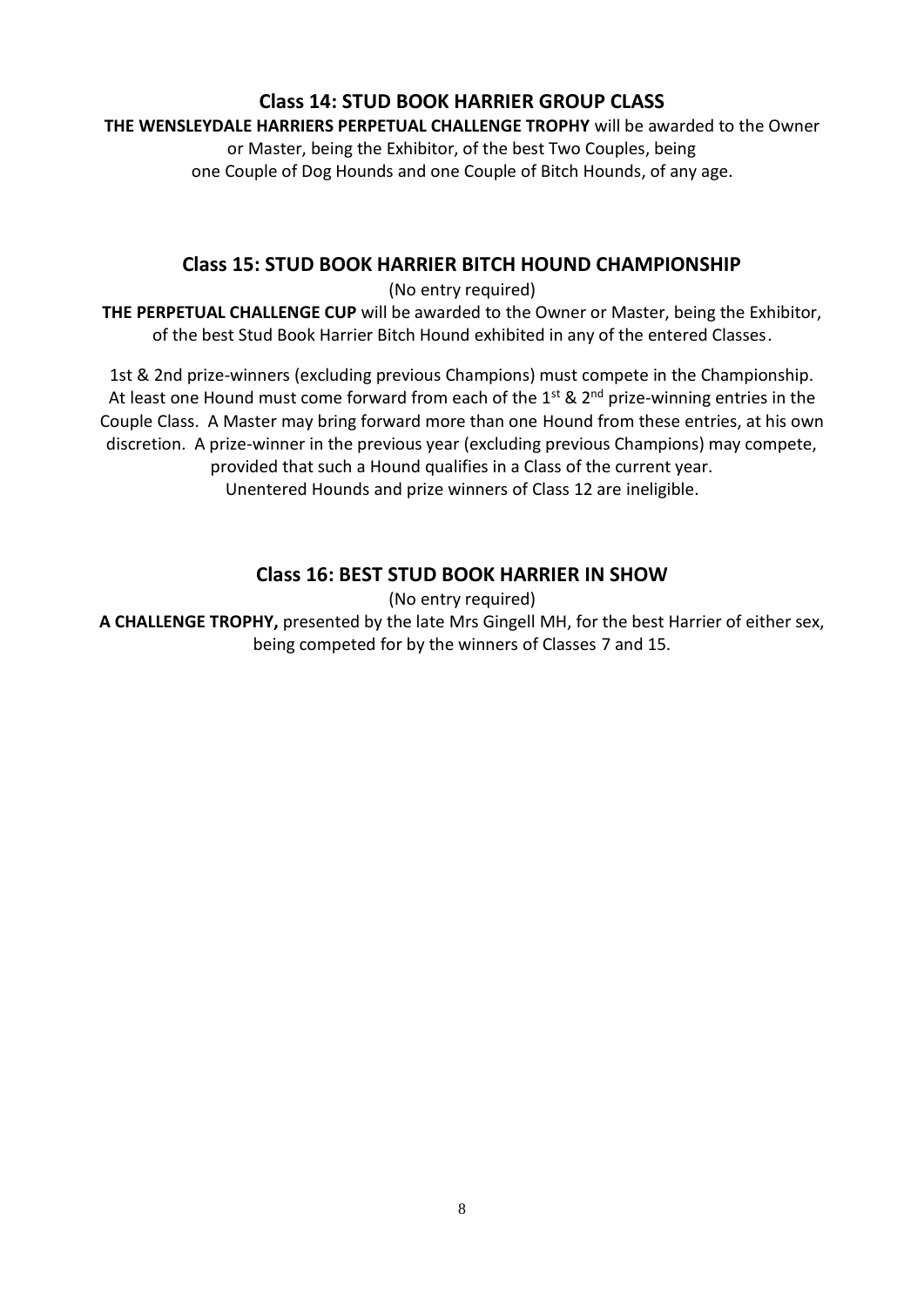## Class 14: STUD BOOK HARRIER GROUP CLASS

**THE WENSLEYDALE HARRIERS PERPETUAL CHALLENGE TROPHY** will be awarded to the Owner or Master, being the Exhibitor, of the best Two Couples, being one Couple of Dog Hounds and one Couple of Bitch Hounds, of any age.

## Class 15: STUD BOOK HARRIER BITCH HOUND CHAMPIONSHIP

(No entry required)

**THE PERPETUAL CHALLENGE CUP** will be awarded to the Owner or Master, being the Exhibitor, of the best Stud Book Harrier Bitch Hound exhibited in any of the entered Classes.

1st & 2nd prize-winners (excluding previous Champions) must compete in the Championship. At least one Hound must come forward from each of the 1st & 2nd prize-winning entries in the Couple Class. A Master may bring forward more than one Hound from these entries, at his own discretion. A prize-winner in the previous year (excluding previous Champions) may compete, provided that such a Hound qualifies in a Class of the current year. Unentered Hounds and prize winners of Class 12 are ineligible.

## Class 16: BEST STUD BOOK HARRIER IN SHOW

(No entry required)

**A CHALLENGE TROPHY,** presented by the late Mrs Gingell MH, for the best Harrier of either sex, being competed for by the winners of Classes 7 and 15.